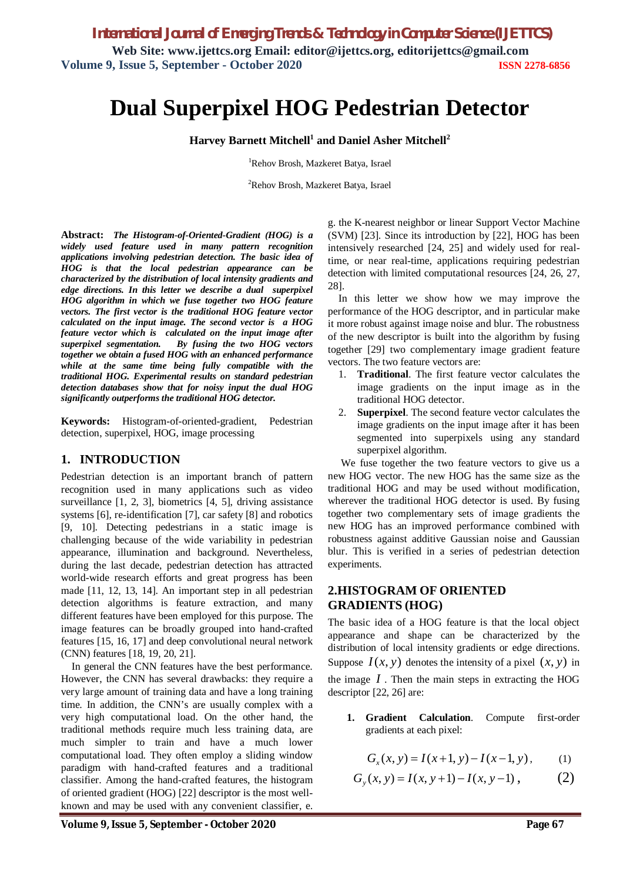# Dual Superpixel HOG Pedestrian Detector

**Harvey Barnett Mitchell[1] and Daniel Asher Mitchell[2]**

[1]Rehov Brosh, Mazkeret Batya, Israel

[2]Rehov Brosh, Mazkeret Batya, Israel

**Abstract:** ***The Histogram-of-Oriented-Gradient (HOG) is a widely used feature used in many pattern recognition applications involving pedestrian detection. The basic idea of HOG is that the local pedestrian appearance can be characterized by the distribution of local intensity gradients and edge directions. In this letter we describe a dual superpixel HOG algorithm in which we fuse together two HOG feature vectors. The first vector is the traditional HOG feature vector calculated on the input image. The second vector is a HOG feature vector which is calculated on the input image after superpixel segmentation. By fusing the two HOG vectors together we obtain a fused HOG with an enhanced performance while at the same time being fully compatible with the traditional HOG. Experimental results on standard pedestrian detection databases show that for noisy input the dual HOG significantly outperforms the traditional HOG detector.***

**Keywords:** Histogram-of-oriented-gradient, Pedestrian detection, superpixel, HOG, image processing

## 1. INTRODUCTION

Pedestrian detection is an important branch of pattern recognition used in many applications such as video surveillance [1, 2, 3], biometrics [4, 5], driving assistance systems [6], re-identification [7], car safety [8] and robotics [9, 10]. Detecting pedestrians in a static image is challenging because of the wide variability in pedestrian appearance, illumination and background. Nevertheless, during the last decade, pedestrian detection has attracted world-wide research efforts and great progress has been made [11, 12, 13, 14]. An important step in all pedestrian detection algorithms is feature extraction, and many different features have been employed for this purpose. The image features can be broadly grouped into hand-crafted features [15, 16, 17] and deep convolutional neural network (CNN) features [18, 19, 20, 21].

In general the CNN features have the best performance. However, the CNN has several drawbacks: they require a very large amount of training data and have a long training time. In addition, the CNN's are usually complex with a very high computational load. On the other hand, the traditional methods require much less training data, are much simpler to train and have a much lower computational load. They often employ a sliding window paradigm with hand-crafted features and a traditional classifier. Among the hand-crafted features, the histogram of oriented gradient (HOG) [22] descriptor is the most well-known and may be used with any convenient classifier, e.g. the K-nearest neighbor or linear Support Vector Machine (SVM) [23]. Since its introduction by [22], HOG has been intensively researched [24, 25] and widely used for real-time, or near real-time, applications requiring pedestrian detection with limited computational resources [24, 26, 27, 28].

In this letter we show how we may improve the performance of the HOG descriptor, and in particular make it more robust against image noise and blur. The robustness of the new descriptor is built into the algorithm by fusing together [29] two complementary image gradient feature vectors. The two feature vectors are:

1. **Traditional**. The first feature vector calculates the image gradients on the input image as in the traditional HOG detector.
2. **Superpixel**. The second feature vector calculates the image gradients on the input image after it has been segmented into superpixels using any standard superpixel algorithm.

We fuse together the two feature vectors to give us a new HOG vector. The new HOG has the same size as the traditional HOG and may be used without modification, wherever the traditional HOG detector is used. By fusing together two complementary sets of image gradients the new HOG has an improved performance combined with robustness against additive Gaussian noise and Gaussian blur. This is verified in a series of pedestrian detection experiments.

## 2. HISTOGRAM OF ORIENTED GRADIENTS (HOG)

The basic idea of a HOG feature is that the local object appearance and shape can be characterized by the distribution of local intensity gradients or edge directions. Suppose $I(x,y)$ denotes the intensity of a pixel $(x,y)$ in the image $I$. Then the main steps in extracting the HOG descriptor [22, 26] are:

1. **Gradient Calculation**. Compute first-order gradients at each pixel:

$$G_x(x,y) = I(x+1,y) - I(x-1,y), \qquad (1)$$

$$G_y(x,y) = I(x,y+1) - I(x,y-1), \qquad (2)$$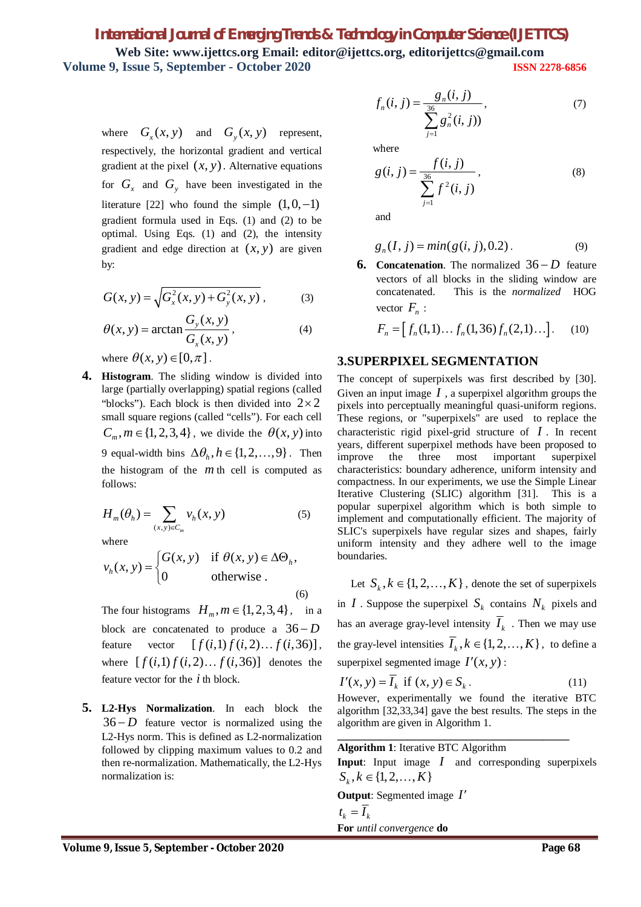where $G_x(x,y)$ and $G_y(x,y)$ represent, respectively, the horizontal gradient and vertical gradient at the pixel $(x,y)$. Alternative equations for $G_x$ and $G_y$ have been investigated in the literature [22] who found the simple $(1,0,-1)$ gradient formula used in Eqs. (1) and (2) to be optimal. Using Eqs. (1) and (2), the intensity gradient and edge direction at $(x,y)$ are given by:

$$G(x,y) = \sqrt{G_x^2(x,y) + G_y^2(x,y)}, \quad (3)$$

$$\theta(x,y) = \arctan\frac{G_y(x,y)}{G_x(x,y)}, \quad (4)$$

where $\theta(x,y) \in [0,\pi]$.

4. **Histogram**. The sliding window is divided into large (partially overlapping) spatial regions (called "blocks"). Each block is then divided into $2\times 2$ small square regions (called "cells"). For each cell $C_m, m \in \{1,2,3,4\}$, we divide the $\theta(x,y)$ into 9 equal-width bins $\Delta\theta_h, h \in \{1,2,\ldots,9\}$. Then the histogram of the $m$ th cell is computed as follows:

$$H_m(\theta_h) = \sum_{(x,y)\in C_m} v_h(x,y) \quad (5)$$

where

$$v_h(x,y) = \begin{cases} G(x,y) & \text{if } \theta(x,y) \in \Delta\Theta_h, \\ 0 & \text{otherwise}. \end{cases} \quad (6)$$

The four histograms $H_m, m \in \{1,2,3,4\}$, in a block are concatenated to produce a $36-D$ feature vector $[f(i,1)\, f(i,2) \ldots f(i,36)]$, where $[f(i,1)\, f(i,2) \ldots f(i,36)]$ denotes the feature vector for the $i$ th block.

5. **L2-Hys Normalization**. In each block the $36-D$ feature vector is normalized using the L2-Hys norm. This is defined as L2-normalization followed by clipping maximum values to 0.2 and then re-normalization. Mathematically, the L2-Hys normalization is:

$$f_n(i,j) = \frac{g_n(i,j)}{\sum_{j=1}^{36} g_n^2(i,j))}, \quad (7)$$

where

$$g(i,j) = \frac{f(i,j)}{\sum_{j=1}^{36} f^2(i,j)}, \quad (8)$$

and

$$g_n(I,j) = min(g(i,j), 0.2). \quad (9)$$

6. **Concatenation**. The normalized $36-D$ feature vectors of all blocks in the sliding window are concatenated. This is the *normalized* HOG vector $F_n$ :

$$F_n = [\, f_n(1,1) \ldots f_n(1,36)\, f_n(2,1) \ldots]. \quad (10)$$

## 3.SUPERPIXEL SEGMENTATION

The concept of superpixels was first described by [30]. Given an input image $I$, a superpixel algorithm groups the pixels into perceptually meaningful quasi-uniform regions. These regions, or "superpixels" are used to replace the characteristic rigid pixel-grid structure of $I$. In recent years, different superpixel methods have been proposed to improve the three most important superpixel characteristics: boundary adherence, uniform intensity and compactness. In our experiments, we use the Simple Linear Iterative Clustering (SLIC) algorithm [31]. This is a popular superpixel algorithm which is both simple to implement and computationally efficient. The majority of SLIC's superpixels have regular sizes and shapes, fairly uniform intensity and they adhere well to the image boundaries.

Let $S_k, k \in \{1,2,\ldots,K\}$, denote the set of superpixels in $I$. Suppose the superpixel $S_k$ contains $N_k$ pixels and has an average gray-level intensity $\bar{I}_k$. Then we may use the gray-level intensities $\bar{I}_k, k \in \{1,2,\ldots,K\}$, to define a superpixel segmented image $I'(x,y)$:

$$I'(x,y) = \bar{I}_k \text{ if } (x,y) \in S_k. \quad (11)$$

However, experimentally we found the iterative BTC algorithm [32,33,34] gave the best results. The steps in the algorithm are given in Algorithm 1.

---

**Algorithm 1**: Iterative BTC Algorithm

**Input**: Input image $I$ and corresponding superpixels $S_k, k \in \{1,2,\ldots,K\}$

**Output**: Segmented image $I'$

$t_k = \bar{I}_k$

**For** *until convergence* **do**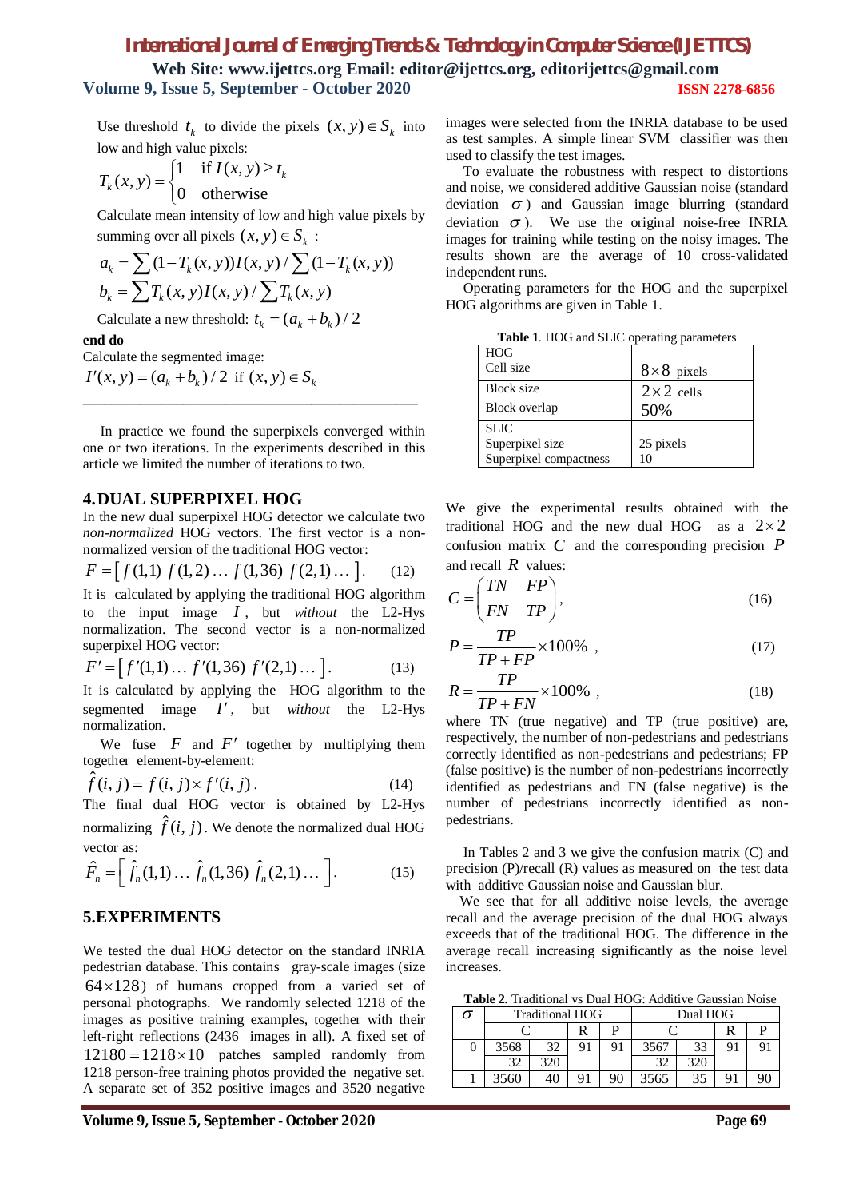Use threshold $t_k$ to divide the pixels $(x, y) \in S_k$ into low and high value pixels:

$$T_k(x,y) = \begin{cases} 1 & \text{if } I(x,y) \geq t_k \\ 0 & \text{otherwise} \end{cases}$$

Calculate mean intensity of low and high value pixels by summing over all pixels $(x, y) \in S_k$ :

$$a_k = \sum (1 - T_k(x,y)) I(x,y) / \sum (1 - T_k(x,y))$$

$$b_k = \sum T_k(x,y) I(x,y) / \sum T_k(x,y)$$

Calculate a new threshold: $t_k = (a_k + b_k)/2$

**end do**

Calculate the segmented image:

$I'(x,y) = (a_k + b_k)/2$ if $(x,y) \in S_k$

---

In practice we found the superpixels converged within one or two iterations. In the experiments described in this article we limited the number of iterations to two.

## 4. DUAL SUPERPIXEL HOG

In the new dual superpixel HOG detector we calculate two *non-normalized* HOG vectors. The first vector is a non-normalized version of the traditional HOG vector:

$$F = \left[ f(1,1)\ f(1,2) \ldots f(1,36)\ f(2,1) \ldots \right]. \quad (12)$$

It is calculated by applying the traditional HOG algorithm to the input image $I$, but *without* the L2-Hys normalization. The second vector is a non-normalized superpixel HOG vector:

$$F' = \left[ f'(1,1) \ldots f'(1,36)\ f'(2,1) \ldots \right]. \quad (13)$$

It is calculated by applying the HOG algorithm to the segmented image $I'$, but *without* the L2-Hys normalization.

We fuse $F$ and $F'$ together by multiplying them together element-by-element:

$$\hat{f}(i,j) = f(i,j) \times f'(i,j). \quad (14)$$

The final dual HOG vector is obtained by L2-Hys normalizing $\hat{f}(i,j)$. We denote the normalized dual HOG vector as:

$$\hat{F}_n = \left[ \hat{f}_n(1,1) \ldots \hat{f}_n(1,36)\ \hat{f}_n(2,1) \ldots \right]. \quad (15)$$

## 5. EXPERIMENTS

We tested the dual HOG detector on the standard INRIA pedestrian database. This contains gray-scale images (size $64 \times 128$) of humans cropped from a varied set of personal photographs. We randomly selected 1218 of the images as positive training examples, together with their left-right reflections (2436 images in all). A fixed set of $12180 = 1218 \times 10$ patches sampled randomly from 1218 person-free training photos provided the negative set. A separate set of 352 positive images and 3520 negative images were selected from the INRIA database to be used as test samples. A simple linear SVM classifier was then used to classify the test images.

To evaluate the robustness with respect to distortions and noise, we considered additive Gaussian noise (standard deviation $\sigma$) and Gaussian image blurring (standard deviation $\sigma$). We use the original noise-free INRIA images for training while testing on the noisy images. The results shown are the average of 10 cross-validated independent runs.

Operating parameters for the HOG and the superpixel HOG algorithms are given in Table 1.

**Table 1.** HOG and SLIC operating parameters

| HOG | |
|---|---|
| Cell size | $8 \times 8$ pixels |
| Block size | $2 \times 2$ cells |
| Block overlap | 50% |
| **SLIC** | |
| Superpixel size | 25 pixels |
| Superpixel compactness | 10 |

We give the experimental results obtained with the traditional HOG and the new dual HOG as a $2 \times 2$ confusion matrix $C$ and the corresponding precision $P$ and recall $R$ values:

$$C = \begin{pmatrix} TN & FP \\ FN & TP \end{pmatrix}, \quad (16)$$

$$P = \frac{TP}{TP + FP} \times 100\%, \quad (17)$$

$$R = \frac{TP}{TP + FN} \times 100\%, \quad (18)$$

where TN (true negative) and TP (true positive) are, respectively, the number of non-pedestrians and pedestrians correctly identified as non-pedestrians and pedestrians; FP (false positive) is the number of non-pedestrians incorrectly identified as pedestrians and FN (false negative) is the number of pedestrians incorrectly identified as non-pedestrians.

In Tables 2 and 3 we give the confusion matrix (C) and precision (P)/recall (R) values as measured on the test data with additive Gaussian noise and Gaussian blur.

We see that for all additive noise levels, the average recall and the average precision of the dual HOG always exceeds that of the traditional HOG. The difference in the average recall increasing significantly as the noise level increases.

**Table 2.** Traditional vs Dual HOG: Additive Gaussian Noise

| $\sigma$ | Traditional HOG | | | | Dual HOG | | | |
|---|---|---|---|---|---|---|---|---|
| | C | | R | P | C | | R | P |
| 0 | 3568 | 32 | 91 | 91 | 3567 | 33 | 91 | 91 |
| | 32 | 320 | | | 32 | 320 | | |
| 1 | 3560 | 40 | 91 | 90 | 3565 | 35 | 91 | 90 |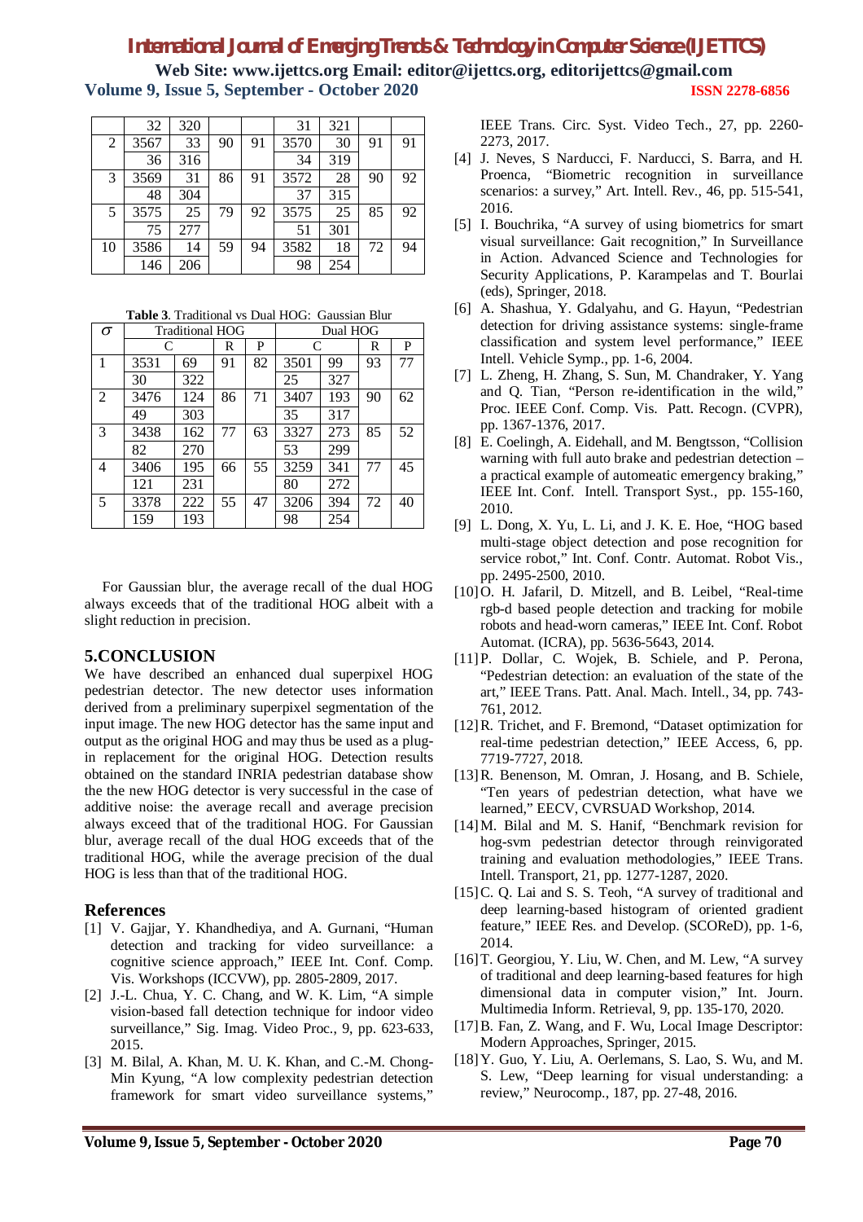|  | 32 | 320 |  |  | 31 | 321 |  |  |
|---|---|---|---|---|---|---|---|---|
| 2 | 3567 | 33 | 90 | 91 | 3570 | 30 | 91 | 91 |
|  | 36 | 316 |  |  | 34 | 319 |  |  |
| 3 | 3569 | 31 | 86 | 91 | 3572 | 28 | 90 | 92 |
|  | 48 | 304 |  |  | 37 | 315 |  |  |
| 5 | 3575 | 25 | 79 | 92 | 3575 | 25 | 85 | 92 |
|  | 75 | 277 |  |  | 51 | 301 |  |  |
| 10 | 3586 | 14 | 59 | 94 | 3582 | 18 | 72 | 94 |
|  | 146 | 206 |  |  | 98 | 254 |  |  |

**Table 3**. Traditional vs Dual HOG: Gaussian Blur

| $\sigma$ | Traditional HOG | | | | Dual HOG | | | |
|---|---|---|---|---|---|---|---|---|
|  | C | | R | P | C | | R | P |
| 1 | 3531 | 69 | 91 | 82 | 3501 | 99 | 93 | 77 |
|  | 30 | 322 |  |  | 25 | 327 |  |  |
| 2 | 3476 | 124 | 86 | 71 | 3407 | 193 | 90 | 62 |
|  | 49 | 303 |  |  | 35 | 317 |  |  |
| 3 | 3438 | 162 | 77 | 63 | 3327 | 273 | 85 | 52 |
|  | 82 | 270 |  |  | 53 | 299 |  |  |
| 4 | 3406 | 195 | 66 | 55 | 3259 | 341 | 77 | 45 |
|  | 121 | 231 |  |  | 80 | 272 |  |  |
| 5 | 3378 | 222 | 55 | 47 | 3206 | 394 | 72 | 40 |
|  | 159 | 193 |  |  | 98 | 254 |  |  |

For Gaussian blur, the average recall of the dual HOG always exceeds that of the traditional HOG albeit with a slight reduction in precision.

## 5.CONCLUSION

We have described an enhanced dual superpixel HOG pedestrian detector. The new detector uses information derived from a preliminary superpixel segmentation of the input image. The new HOG detector has the same input and output as the original HOG and may thus be used as a plug-in replacement for the original HOG. Detection results obtained on the standard INRIA pedestrian database show the the new HOG detector is very successful in the case of additive noise: the average recall and average precision always exceed that of the traditional HOG. For Gaussian blur, average recall of the dual HOG exceeds that of the traditional HOG, while the average precision of the dual HOG is less than that of the traditional HOG.

## References

[1] V. Gajjar, Y. Khandhediya, and A. Gurnani, "Human detection and tracking for video surveillance: a cognitive science approach," IEEE Int. Conf. Comp. Vis. Workshops (ICCVW), pp. 2805-2809, 2017.

[2] J.-L. Chua, Y. C. Chang, and W. K. Lim, "A simple vision-based fall detection technique for indoor video surveillance," Sig. Imag. Video Proc., 9, pp. 623-633, 2015.

[3] M. Bilal, A. Khan, M. U. K. Khan, and C.-M. Chong-Min Kyung, "A low complexity pedestrian detection framework for smart video surveillance systems," IEEE Trans. Circ. Syst. Video Tech., 27, pp. 2260-2273, 2017.

[4] J. Neves, S Narducci, F. Narducci, S. Barra, and H. Proenca, "Biometric recognition in surveillance scenarios: a survey," Art. Intell. Rev., 46, pp. 515-541, 2016.

[5] I. Bouchrika, "A survey of using biometrics for smart visual surveillance: Gait recognition," In Surveillance in Action. Advanced Science and Technologies for Security Applications, P. Karampelas and T. Bourlai (eds), Springer, 2018.

[6] A. Shashua, Y. Gdalyahu, and G. Hayun, "Pedestrian detection for driving assistance systems: single-frame classification and system level performance," IEEE Intell. Vehicle Symp., pp. 1-6, 2004.

[7] L. Zheng, H. Zhang, S. Sun, M. Chandraker, Y. Yang and Q. Tian, "Person re-identification in the wild," Proc. IEEE Conf. Comp. Vis. Patt. Recogn. (CVPR), pp. 1367-1376, 2017.

[8] E. Coelingh, A. Eidehall, and M. Bengtsson, "Collision warning with full auto brake and pedestrian detection – a practical example of automeatic emergency braking," IEEE Int. Conf. Intell. Transport Syst., pp. 155-160, 2010.

[9] L. Dong, X. Yu, L. Li, and J. K. E. Hoe, "HOG based multi-stage object detection and pose recognition for service robot," Int. Conf. Contr. Automat. Robot Vis., pp. 2495-2500, 2010.

[10] O. H. Jafaril, D. Mitzell, and B. Leibel, "Real-time rgb-d based people detection and tracking for mobile robots and head-worn cameras," IEEE Int. Conf. Robot Automat. (ICRA), pp. 5636-5643, 2014.

[11] P. Dollar, C. Wojek, B. Schiele, and P. Perona, "Pedestrian detection: an evaluation of the state of the art," IEEE Trans. Patt. Anal. Mach. Intell., 34, pp. 743-761, 2012.

[12] R. Trichet, and F. Bremond, "Dataset optimization for real-time pedestrian detection," IEEE Access, 6, pp. 7719-7727, 2018.

[13] R. Benenson, M. Omran, J. Hosang, and B. Schiele, "Ten years of pedestrian detection, what have we learned," EECV, CVRSUAD Workshop, 2014.

[14] M. Bilal and M. S. Hanif, "Benchmark revision for hog-svm pedestrian detector through reinvigorated training and evaluation methodologies," IEEE Trans. Intell. Transport, 21, pp. 1277-1287, 2020.

[15] C. Q. Lai and S. S. Teoh, "A survey of traditional and deep learning-based histogram of oriented gradient feature," IEEE Res. and Develop. (SCOReD), pp. 1-6, 2014.

[16] T. Georgiou, Y. Liu, W. Chen, and M. Lew, "A survey of traditional and deep learning-based features for high dimensional data in computer vision," Int. Journ. Multimedia Inform. Retrieval, 9, pp. 135-170, 2020.

[17] B. Fan, Z. Wang, and F. Wu, Local Image Descriptor: Modern Approaches, Springer, 2015.

[18] Y. Guo, Y. Liu, A. Oerlemans, S. Lao, S. Wu, and M. S. Lew, "Deep learning for visual understanding: a review," Neurocomp., 187, pp. 27-48, 2016.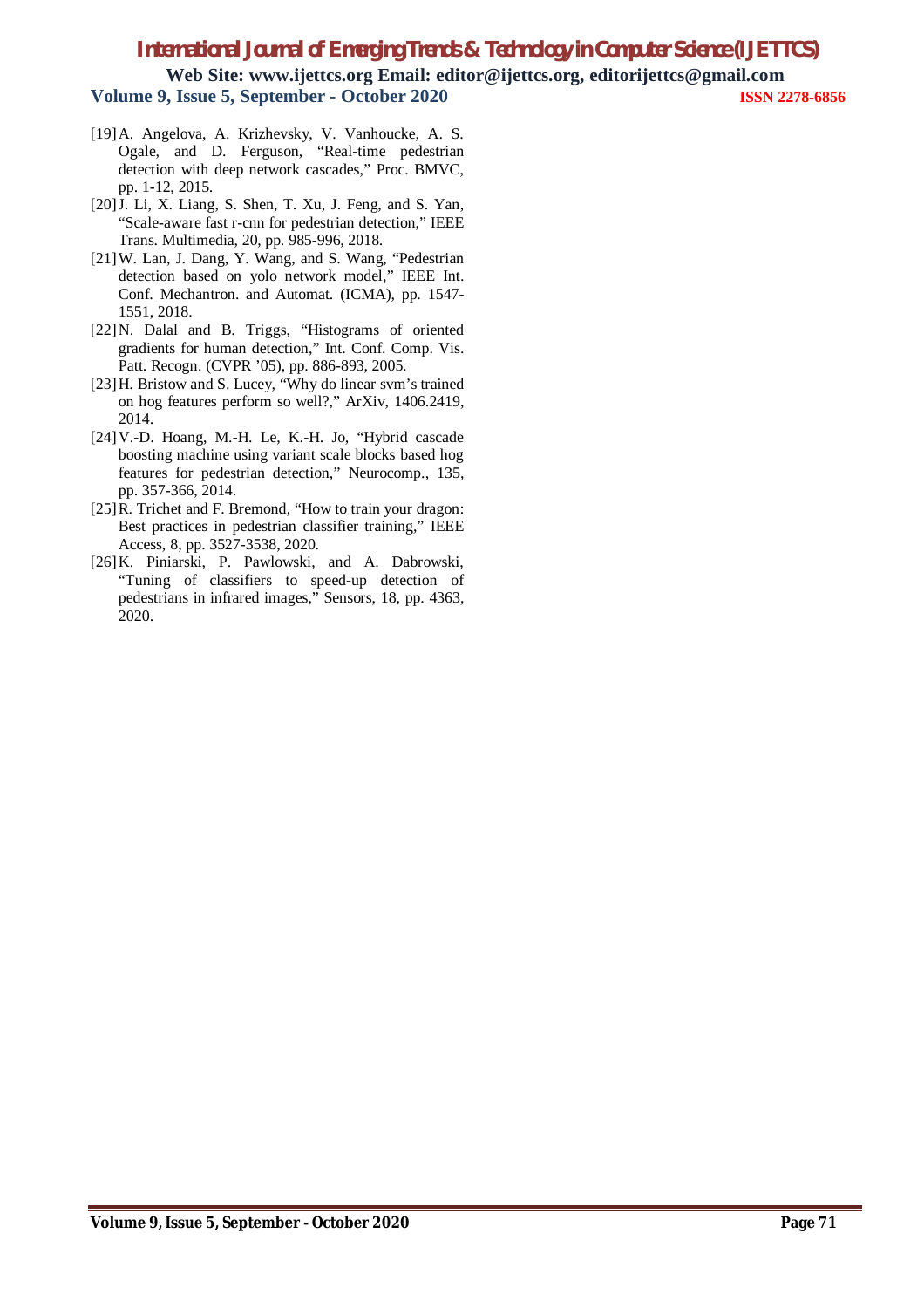[19] A. Angelova, A. Krizhevsky, V. Vanhoucke, A. S. Ogale, and D. Ferguson, "Real-time pedestrian detection with deep network cascades," Proc. BMVC, pp. 1-12, 2015.

[20] J. Li, X. Liang, S. Shen, T. Xu, J. Feng, and S. Yan, "Scale-aware fast r-cnn for pedestrian detection," IEEE Trans. Multimedia, 20, pp. 985-996, 2018.

[21] W. Lan, J. Dang, Y. Wang, and S. Wang, "Pedestrian detection based on yolo network model," IEEE Int. Conf. Mechantron. and Automat. (ICMA), pp. 1547-1551, 2018.

[22] N. Dalal and B. Triggs, "Histograms of oriented gradients for human detection," Int. Conf. Comp. Vis. Patt. Recogn. (CVPR '05), pp. 886-893, 2005.

[23] H. Bristow and S. Lucey, "Why do linear svm's trained on hog features perform so well?," ArXiv, 1406.2419, 2014.

[24] V.-D. Hoang, M.-H. Le, K.-H. Jo, "Hybrid cascade boosting machine using variant scale blocks based hog features for pedestrian detection," Neurocomp., 135, pp. 357-366, 2014.

[25] R. Trichet and F. Bremond, "How to train your dragon: Best practices in pedestrian classifier training," IEEE Access, 8, pp. 3527-3538, 2020.

[26] K. Piniarski, P. Pawlowski, and A. Dabrowski, "Tuning of classifiers to speed-up detection of pedestrians in infrared images," Sensors, 18, pp. 4363, 2020.